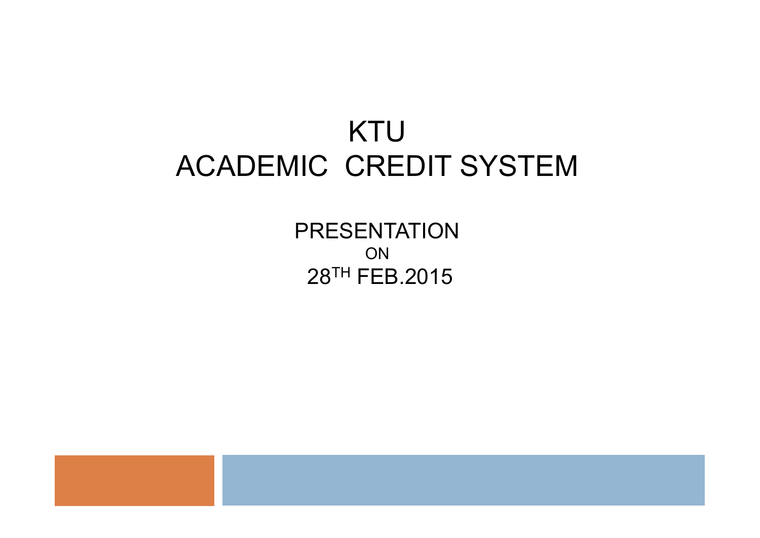# KTU
# ACADEMIC CREDIT SYSTEM

PRESENTATION

ON

28TH FEB.2015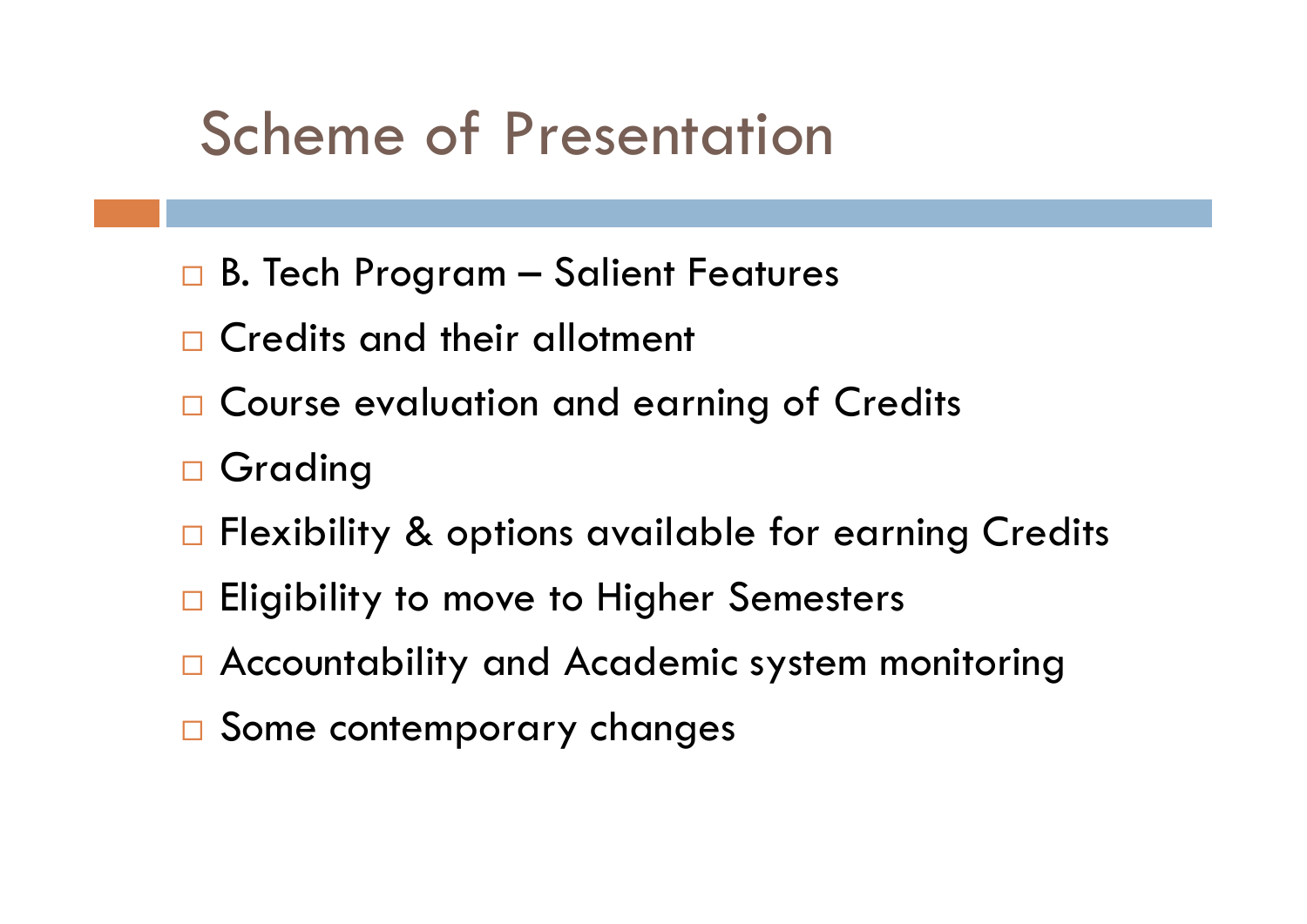# Scheme of Presentation

- B. Tech Program – Salient Features
- Credits and their allotment
- Course evaluation and earning of Credits
- Grading
- Flexibility & options available for earning Credits
- Eligibility to move to Higher Semesters
- Accountability and Academic system monitoring
- Some contemporary changes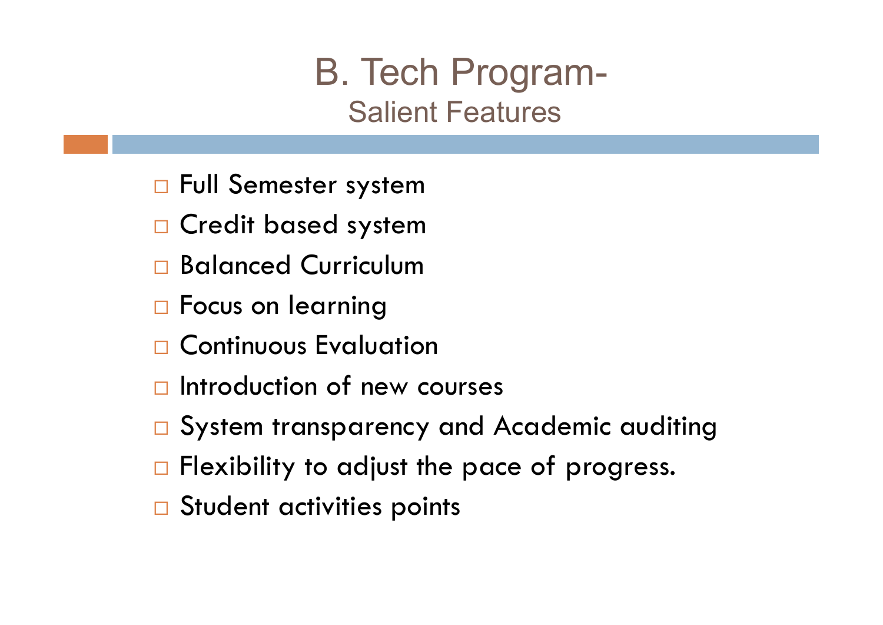# B. Tech Program-
## Salient Features

- Full Semester system
- Credit based system
- Balanced Curriculum
- Focus on learning
- Continuous Evaluation
- Introduction of new courses
- System transparency and Academic auditing
- Flexibility to adjust the pace of progress.
- Student activities points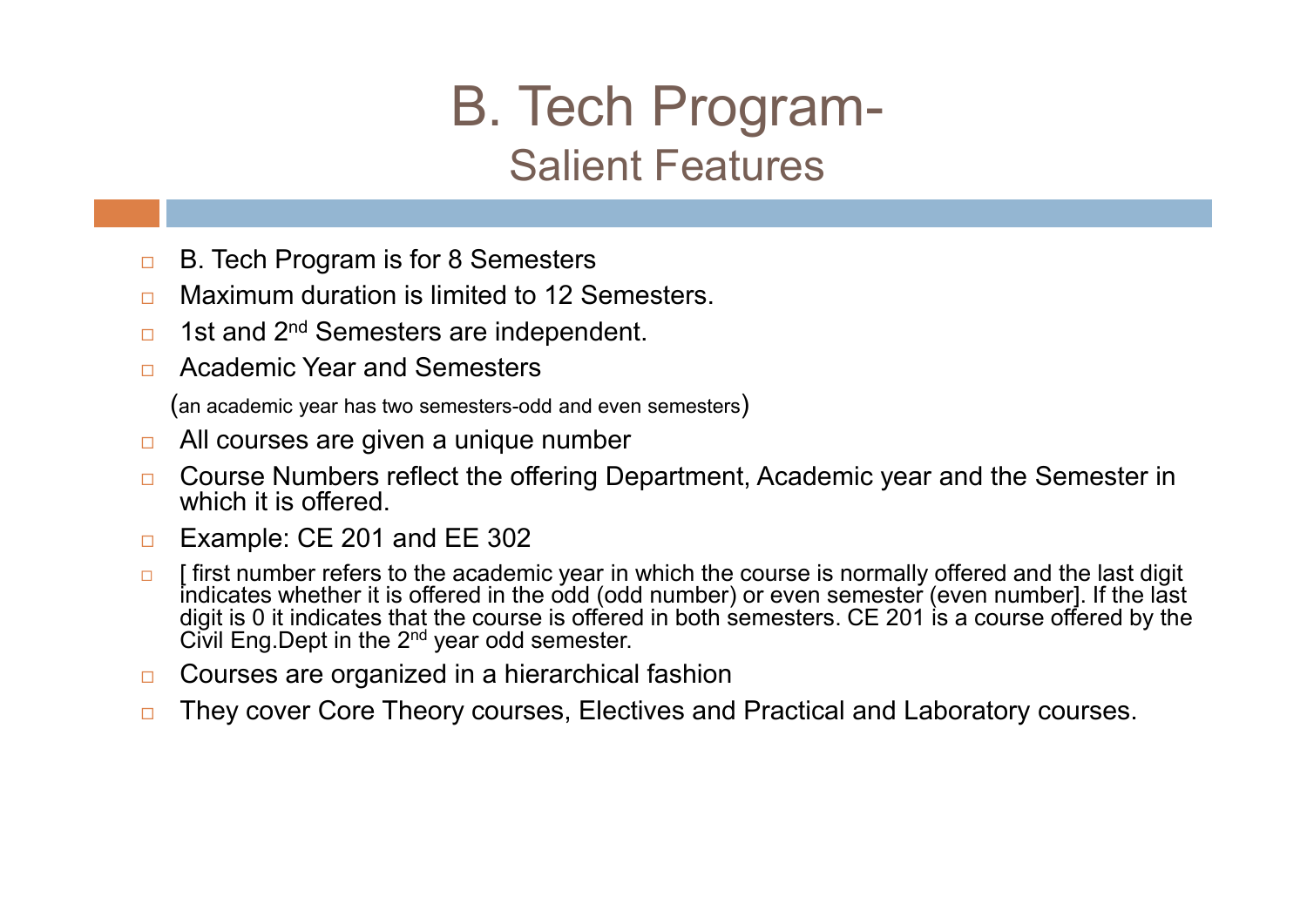# B. Tech Program-

## Salient Features

- B. Tech Program is for 8 Semesters
- Maximum duration is limited to 12 Semesters.
- 1st and 2nd Semesters are independent.
- Academic Year and Semesters

  (an academic year has two semesters-odd and even semesters)
- All courses are given a unique number
- Course Numbers reflect the offering Department, Academic year and the Semester in which it is offered.
- Example: CE 201 and EE 302
- [ first number refers to the academic year in which the course is normally offered and the last digit indicates whether it is offered in the odd (odd number) or even semester (even number]. If the last digit is 0 it indicates that the course is offered in both semesters. CE 201 is a course offered by the Civil Eng.Dept in the 2nd year odd semester.
- Courses are organized in a hierarchical fashion
- They cover Core Theory courses, Electives and Practical and Laboratory courses.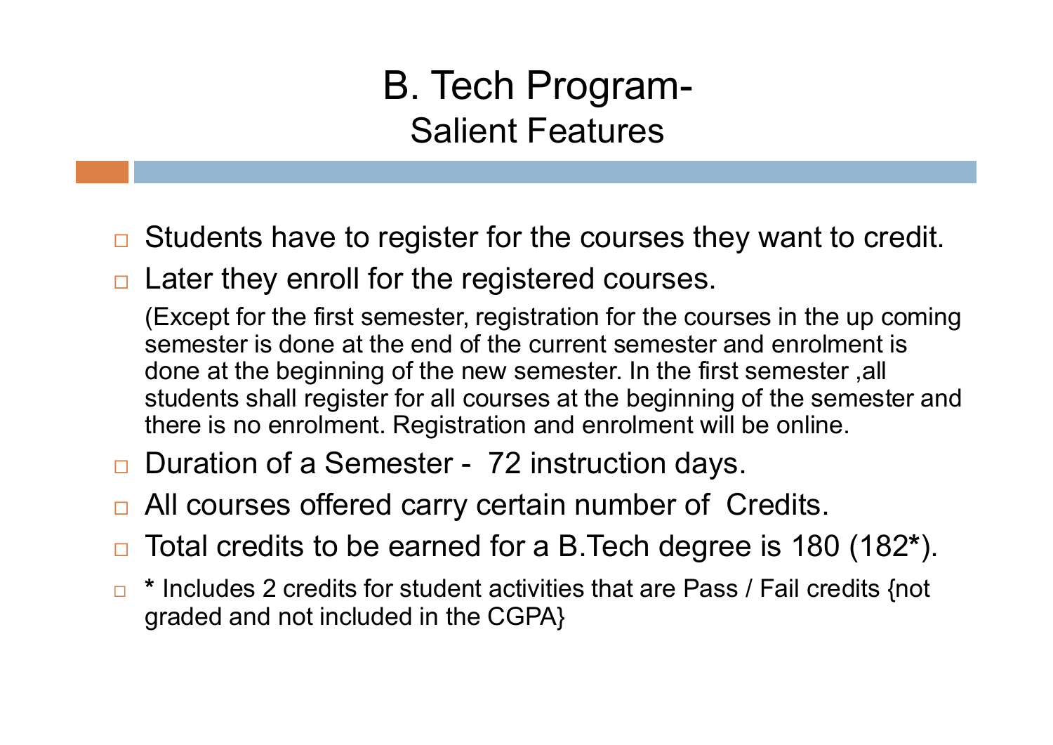# B. Tech Program-
## Salient Features

- Students have to register for the courses they want to credit.
- Later they enroll for the registered courses.

  (Except for the first semester, registration for the courses in the up coming semester is done at the end of the current semester and enrolment is done at the beginning of the new semester. In the first semester ,all students shall register for all courses at the beginning of the semester and there is no enrolment. Registration and enrolment will be online.
- Duration of a Semester - 72 instruction days.
- All courses offered carry certain number of Credits.
- Total credits to be earned for a B.Tech degree is 180 (182**\***).
- **\*** Includes 2 credits for student activities that are Pass / Fail credits {not graded and not included in the CGPA}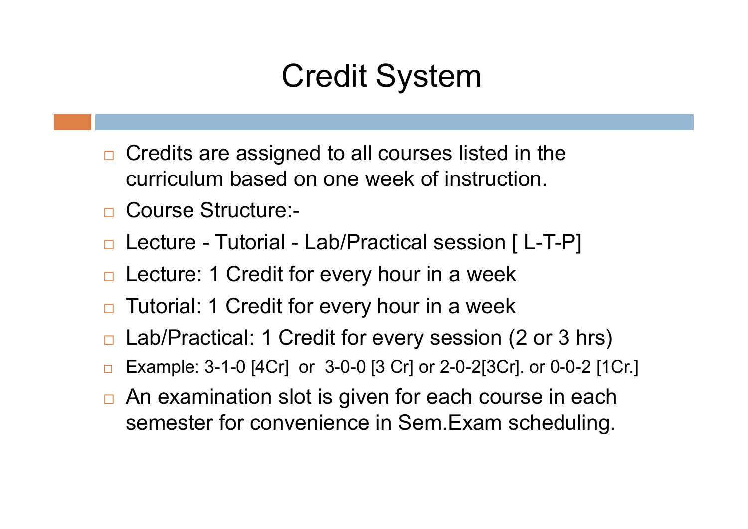# Credit System

- Credits are assigned to all courses listed in the curriculum based on one week of instruction.
- Course Structure:-
- Lecture - Tutorial - Lab/Practical session [ L-T-P]
- Lecture: 1 Credit for every hour in a week
- Tutorial: 1 Credit for every hour in a week
- Lab/Practical: 1 Credit for every session (2 or 3 hrs)
- Example: 3-1-0 [4Cr] or 3-0-0 [3 Cr] or 2-0-2[3Cr]. or 0-0-2 [1Cr.]
- An examination slot is given for each course in each semester for convenience in Sem.Exam scheduling.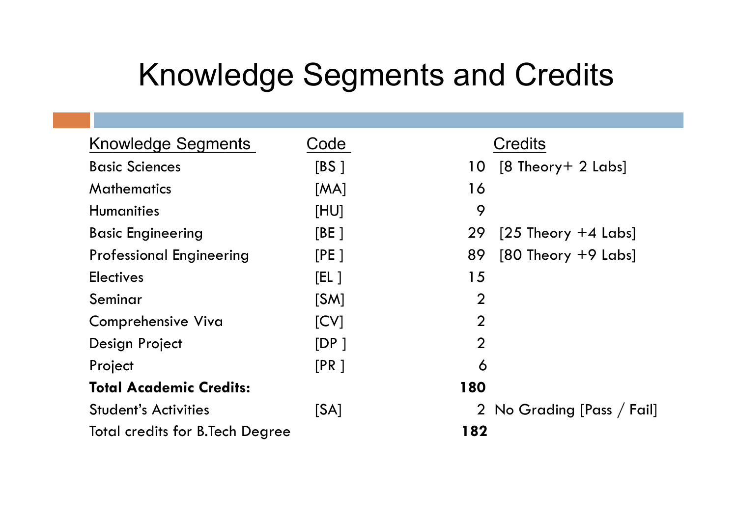# Knowledge Segments and Credits

| Knowledge Segments | Code | Credits | |
|---|---|---|---|
| Basic Sciences | [BS ] | 10 | [8 Theory+ 2 Labs] |
| Mathematics | [MA] | 16 | |
| Humanities | [HU] | 9 | |
| Basic Engineering | [BE ] | 29 | [25 Theory +4 Labs] |
| Professional Engineering | [PE ] | 89 | [80 Theory +9 Labs] |
| Electives | [EL ] | 15 | |
| Seminar | [SM] | 2 | |
| Comprehensive Viva | [CV] | 2 | |
| Design Project | [DP ] | 2 | |
| Project | [PR ] | 6 | |
| **Total Academic Credits:** | | **180** | |
| Student's Activities | [SA] | 2 | No Grading [Pass / Fail] |
| Total credits for B.Tech Degree | | **182** | |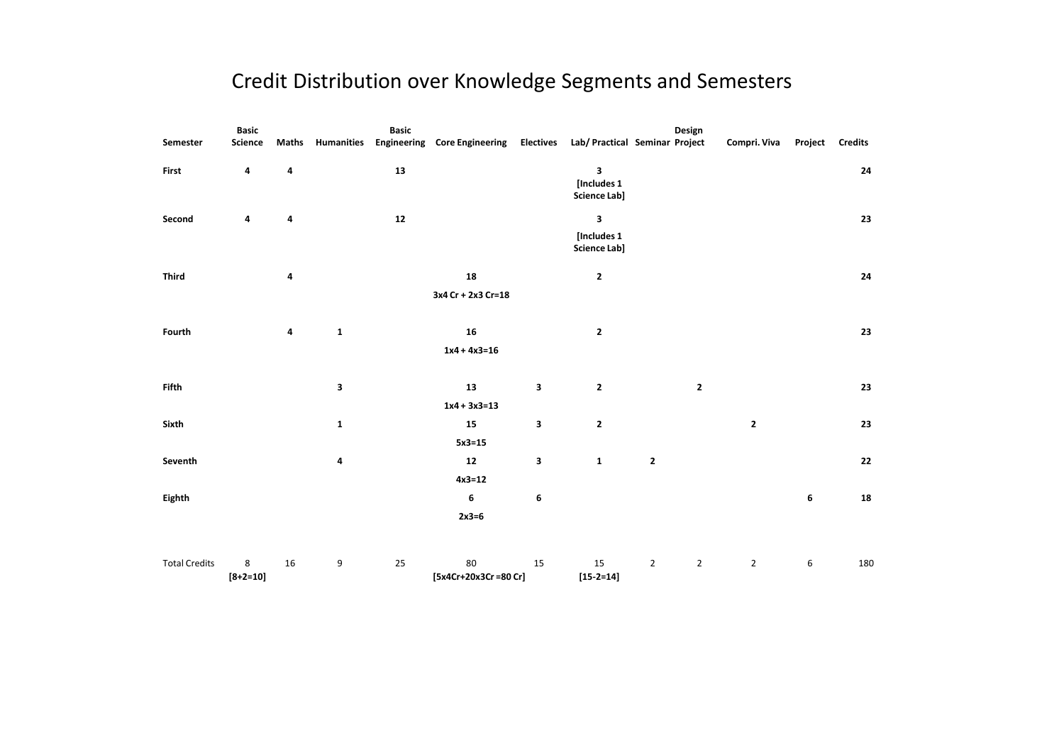# Credit Distribution over Knowledge Segments and Semesters

| Semester | Basic Science | Maths | Humanities | Basic Engineering | Core Engineering | Electives | Lab/ Practical | Seminar | Design Project | Compri. Viva | Project | Credits |
|---|---|---|---|---|---|---|---|---|---|---|---|---|
| **First** | **4** | **4** | | **13** | | | **3** **[Includes 1 Science Lab]** | | | | | **24** |
| **Second** | **4** | **4** | | **12** | | | **3** **[Includes 1 Science Lab]** | | | | | **23** |
| **Third** | | **4** | | | **18** **3x4 Cr + 2x3 Cr=18** | | **2** | | | | | **24** |
| **Fourth** | | **4** | **1** | | **16** **1x4 + 4x3=16** | | **2** | | | | | **23** |
| **Fifth** | | | **3** | | **13** **1x4 + 3x3=13** | **3** | **2** | | **2** | | | **23** |
| **Sixth** | | | **1** | | **15** **5x3=15** | **3** | **2** | | | **2** | | **23** |
| **Seventh** | | | **4** | | **12** **4x3=12** | **3** | **1** | **2** | | | | **22** |
| **Eighth** | | | | | **6** **2x3=6** | **6** | | | | | **6** | **18** |
| Total Credits | 8 **[8+2=10]** | 16 | 9 | 25 | 80 **[5x4Cr+20x3Cr =80 Cr]** | 15 | 15 **[15-2=14]** | 2 | 2 | 2 | 6 | 180 |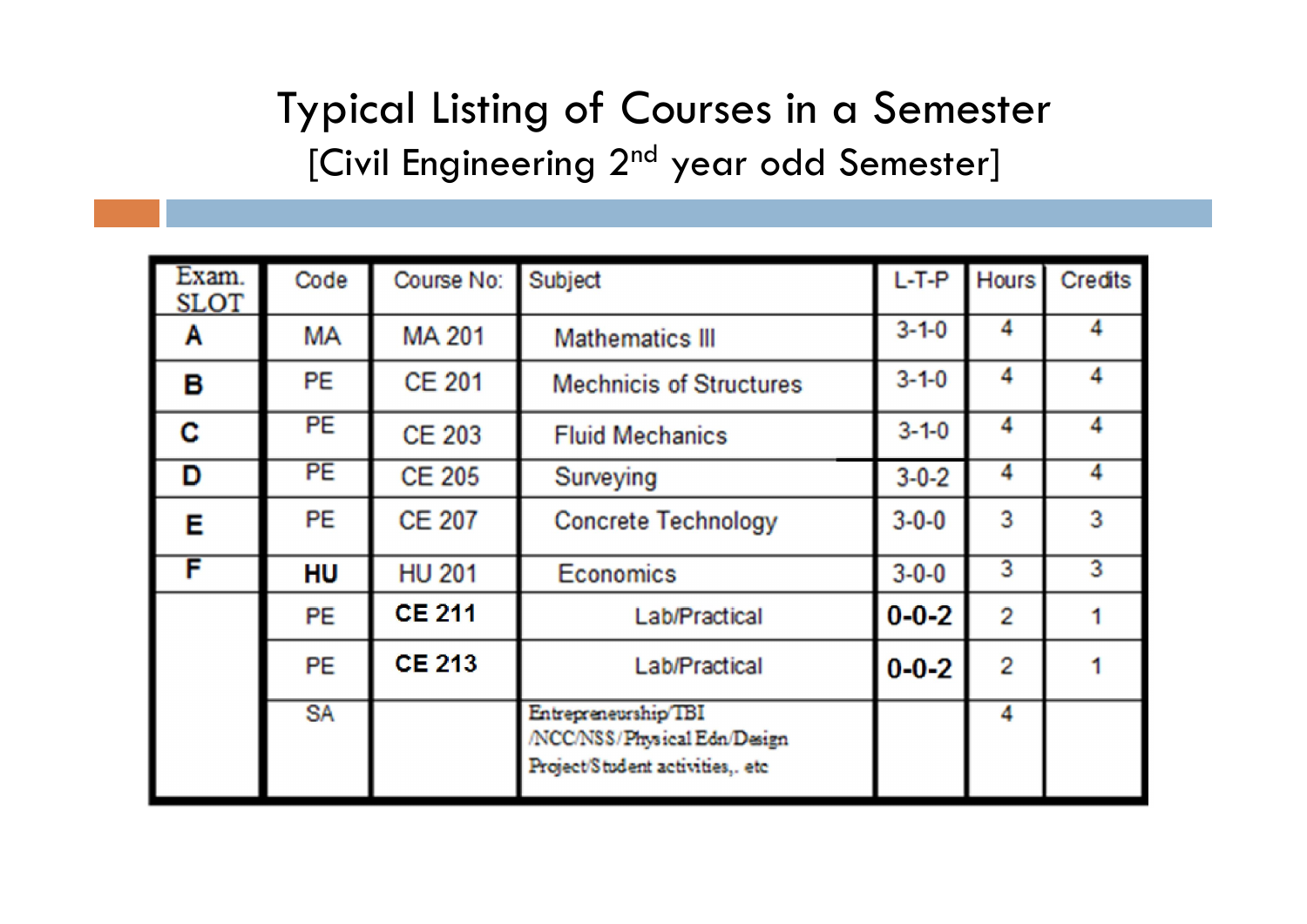# Typical Listing of Courses in a Semester

## [Civil Engineering 2nd year odd Semester]

| Exam. SLOT | Code | Course No: | Subject | L-T-P | Hours | Credits |
|---|---|---|---|---|---|---|
| A | MA | MA 201 | Mathematics III | 3-1-0 | 4 | 4 |
| B | PE | CE 201 | Mechnicis of Structures | 3-1-0 | 4 | 4 |
| C | PE | CE 203 | Fluid Mechanics | 3-1-0 | 4 | 4 |
| D | PE | CE 205 | Surveying | 3-0-2 | 4 | 4 |
| E | PE | CE 207 | Concrete Technology | 3-0-0 | 3 | 3 |
| F | **HU** | HU 201 | Economics | 3-0-0 | 3 | 3 |
| | PE | **CE 211** | Lab/Practical | **0-0-2** | 2 | 1 |
| | PE | **CE 213** | Lab/Practical | **0-0-2** | 2 | 1 |
| | SA | | Entrepreneurship/TBI /NCC/NSS/Physical Edn/Design Project/Student activities,. etc | | 4 | |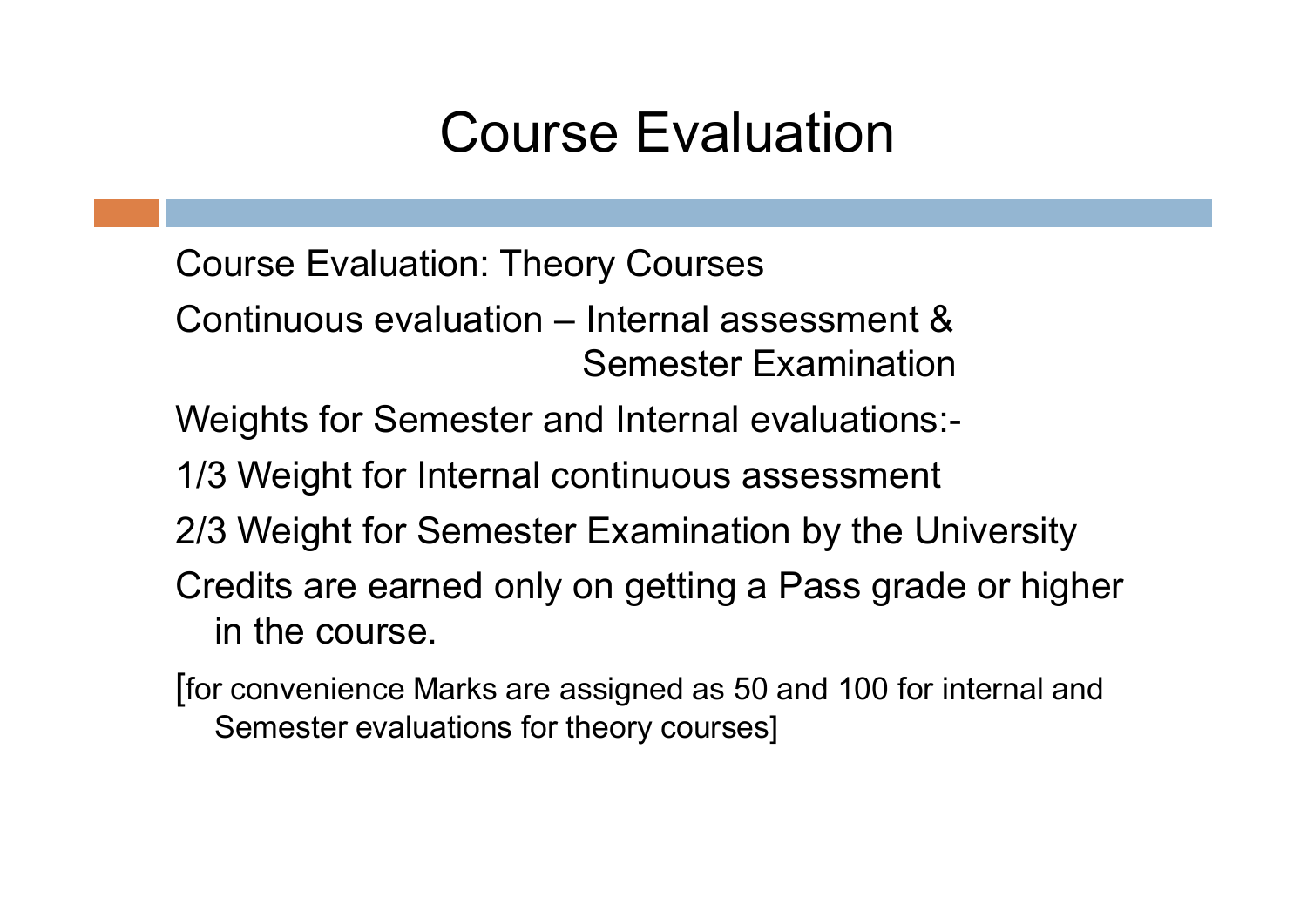# Course Evaluation

Course Evaluation: Theory Courses

Continuous evaluation – Internal assessment & Semester Examination

Weights for Semester and Internal evaluations:-

1/3 Weight for Internal continuous assessment

2/3 Weight for Semester Examination by the University

Credits are earned only on getting a Pass grade or higher in the course.

[for convenience Marks are assigned as 50 and 100 for internal and Semester evaluations for theory courses]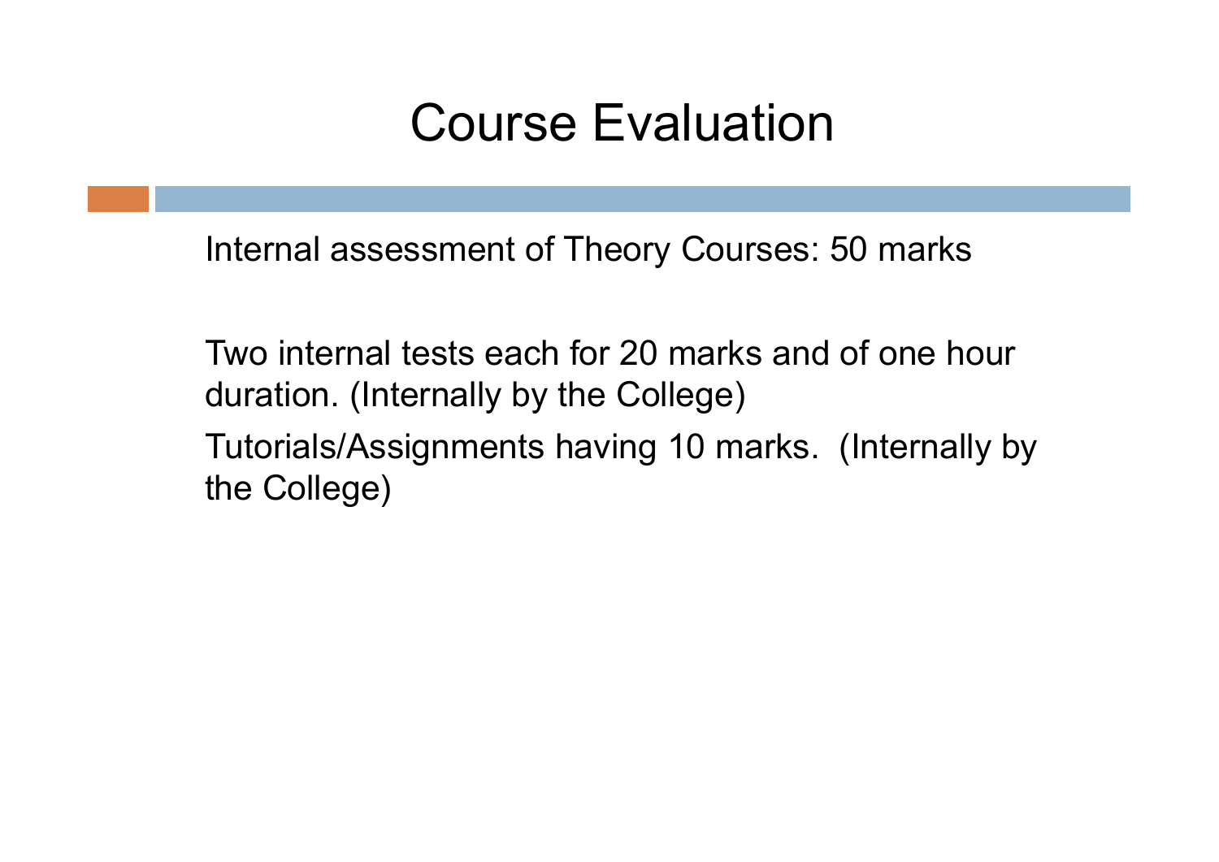# Course Evaluation

Internal assessment of Theory Courses: 50 marks

Two internal tests each for 20 marks and of one hour duration. (Internally by the College)

Tutorials/Assignments having 10 marks. (Internally by the College)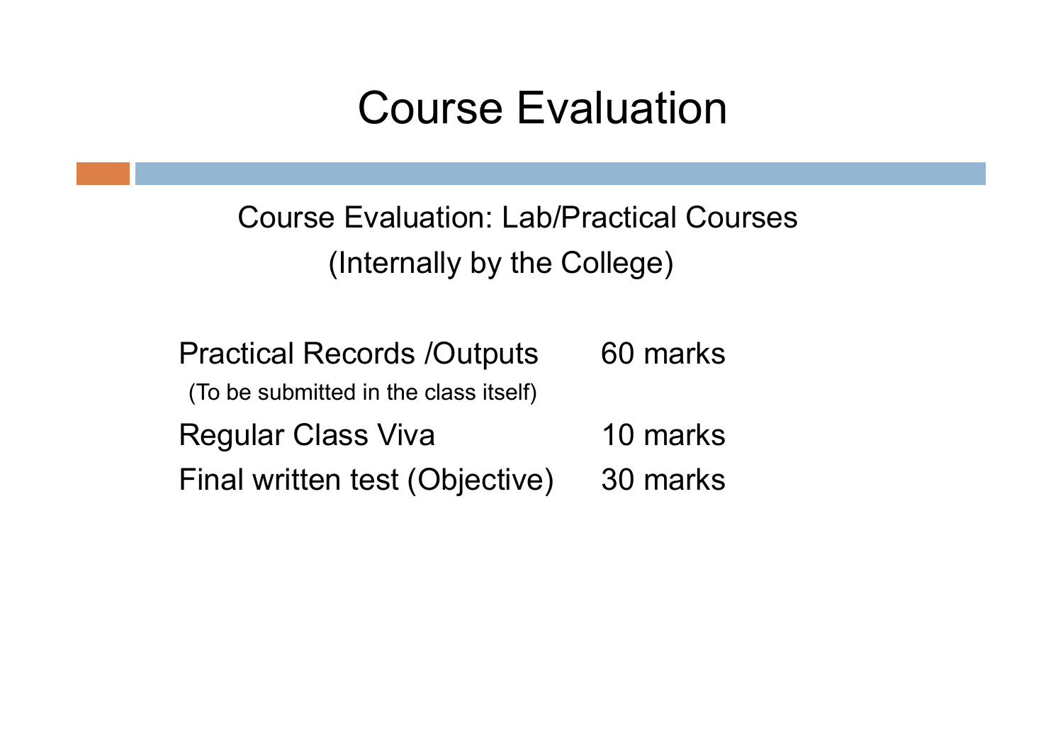# Course Evaluation

Course Evaluation: Lab/Practical Courses
(Internally by the College)

| | |
|---|---|
| Practical Records /Outputs (To be submitted in the class itself) | 60 marks |
| Regular Class Viva | 10 marks |
| Final written test (Objective) | 30 marks |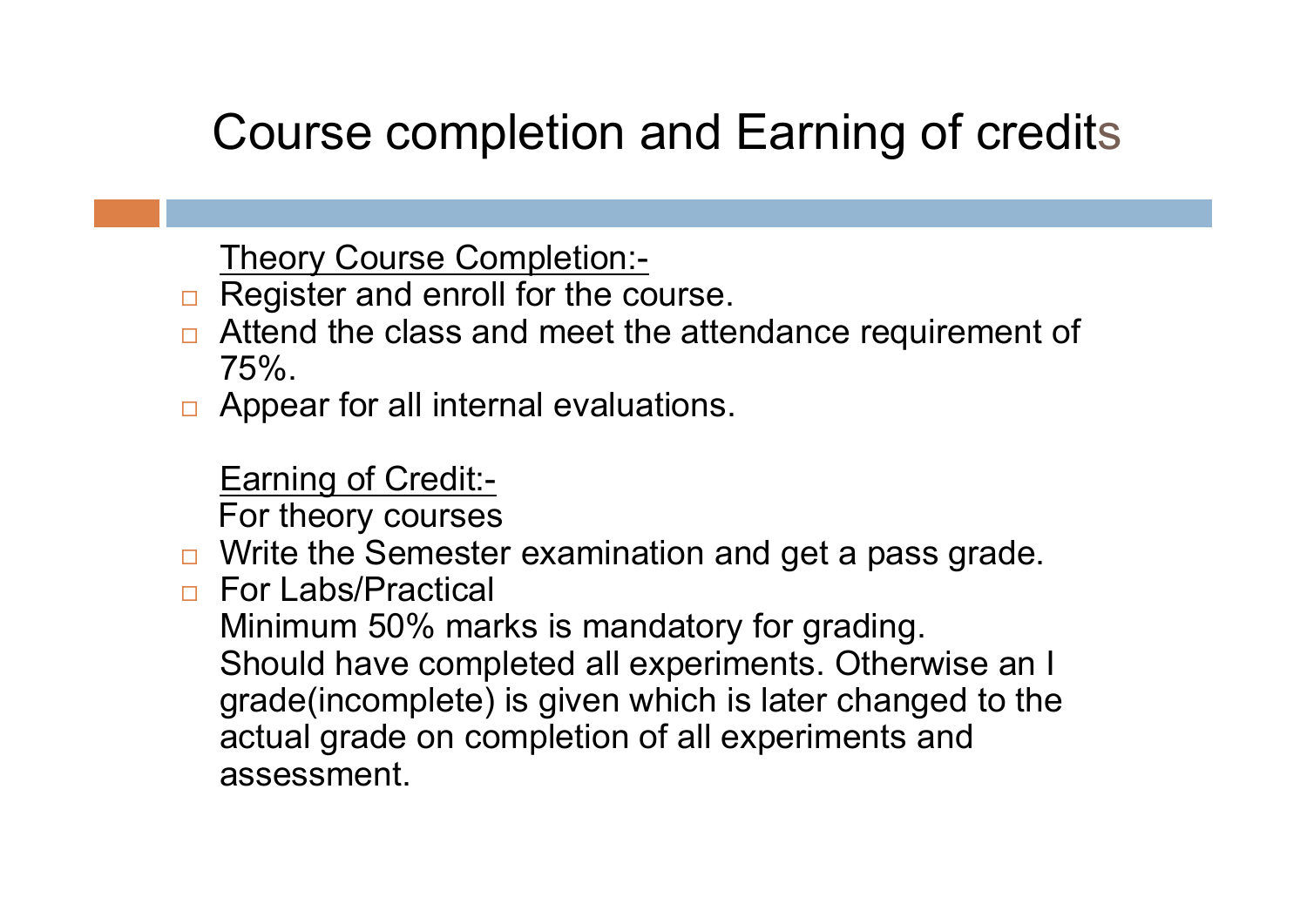# Course completion and Earning of credits

<u>Theory Course Completion:-</u>

- Register and enroll for the course.
- Attend the class and meet the attendance requirement of 75%.
- Appear for all internal evaluations.

<u>Earning of Credit:-</u>

For theory courses

- Write the Semester examination and get a pass grade.
- For Labs/Practical

  Minimum 50% marks is mandatory for grading.

  Should have completed all experiments. Otherwise an I grade(incomplete) is given which is later changed to the actual grade on completion of all experiments and assessment.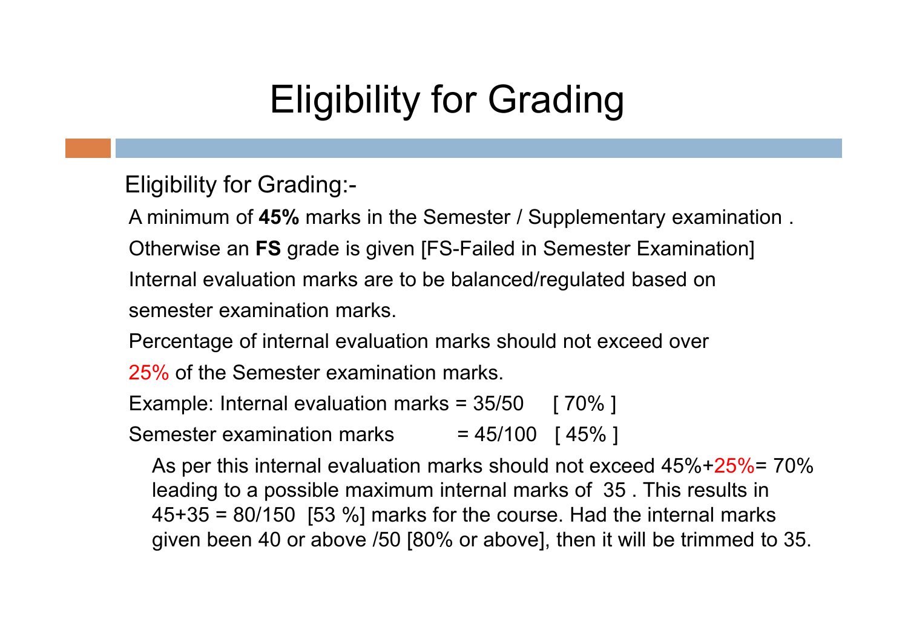# Eligibility for Grading

Eligibility for Grading:-

A minimum of **45%** marks in the Semester / Supplementary examination .

Otherwise an **FS** grade is given [FS-Failed in Semester Examination]

Internal evaluation marks are to be balanced/regulated based on semester examination marks.

Percentage of internal evaluation marks should not exceed over 25% of the Semester examination marks.

Example: Internal evaluation marks = 35/50 [ 70% ]

Semester examination marks = 45/100 [ 45% ]

As per this internal evaluation marks should not exceed 45%+25%= 70% leading to a possible maximum internal marks of 35 . This results in 45+35 = 80/150 [53 %] marks for the course. Had the internal marks given been 40 or above /50 [80% or above], then it will be trimmed to 35.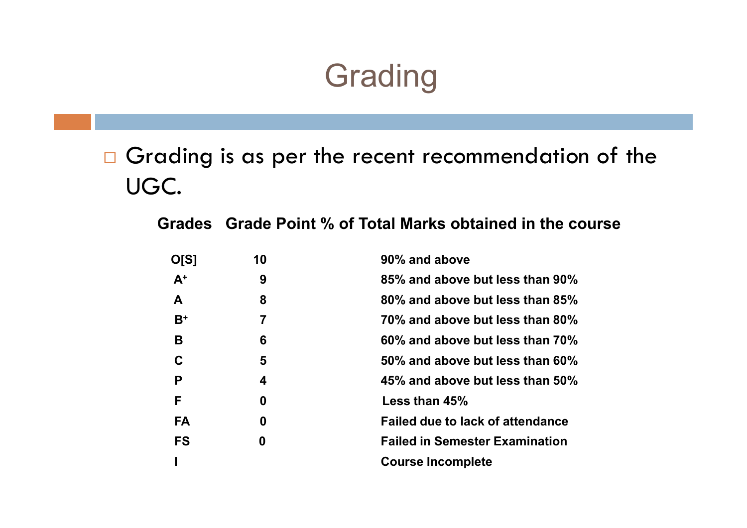# Grading

- Grading is as per the recent recommendation of the UGC.

| Grades | Grade Point | % of Total Marks obtained in the course |
|---|---|---|
| O[S] | 10 | 90% and above |
| $A^+$ | 9 | 85% and above but less than 90% |
| A | 8 | 80% and above but less than 85% |
| $B^+$ | 7 | 70% and above but less than 80% |
| B | 6 | 60% and above but less than 70% |
| C | 5 | 50% and above but less than 60% |
| P | 4 | 45% and above but less than 50% |
| F | 0 | Less than 45% |
| FA | 0 | Failed due to lack of attendance |
| FS | 0 | Failed in Semester Examination |
| I | | Course Incomplete |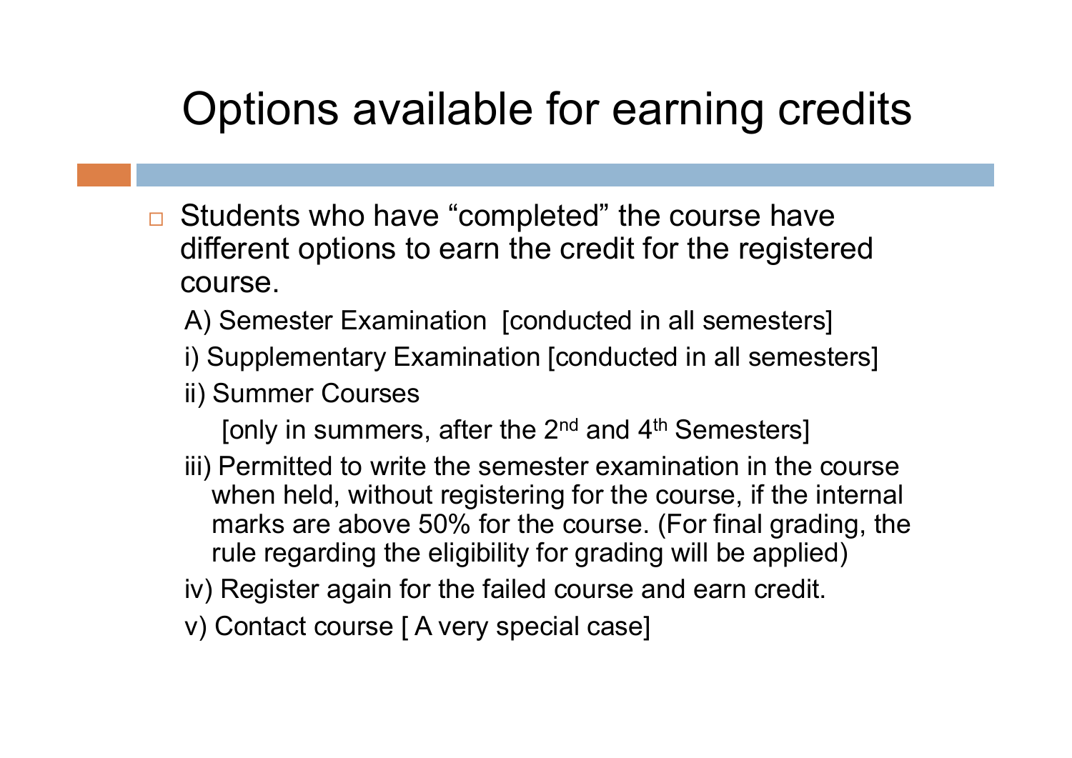# Options available for earning credits

- Students who have "completed" the course have different options to earn the credit for the registered course.

  A) Semester Examination [conducted in all semesters]

  i) Supplementary Examination [conducted in all semesters]

  ii) Summer Courses

  [only in summers, after the 2nd and 4th Semesters]

  iii) Permitted to write the semester examination in the course when held, without registering for the course, if the internal marks are above 50% for the course. (For final grading, the rule regarding the eligibility for grading will be applied)

  iv) Register again for the failed course and earn credit.

  v) Contact course [ A very special case]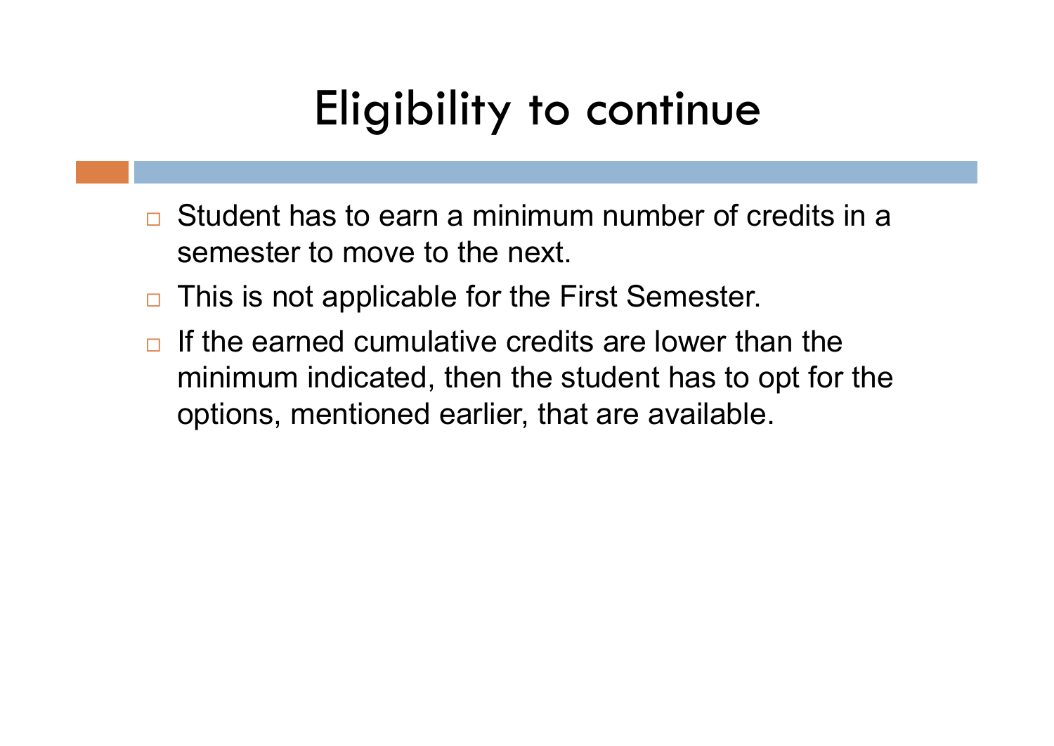# Eligibility to continue

- Student has to earn a minimum number of credits in a semester to move to the next.
- This is not applicable for the First Semester.
- If the earned cumulative credits are lower than the minimum indicated, then the student has to opt for the options, mentioned earlier, that are available.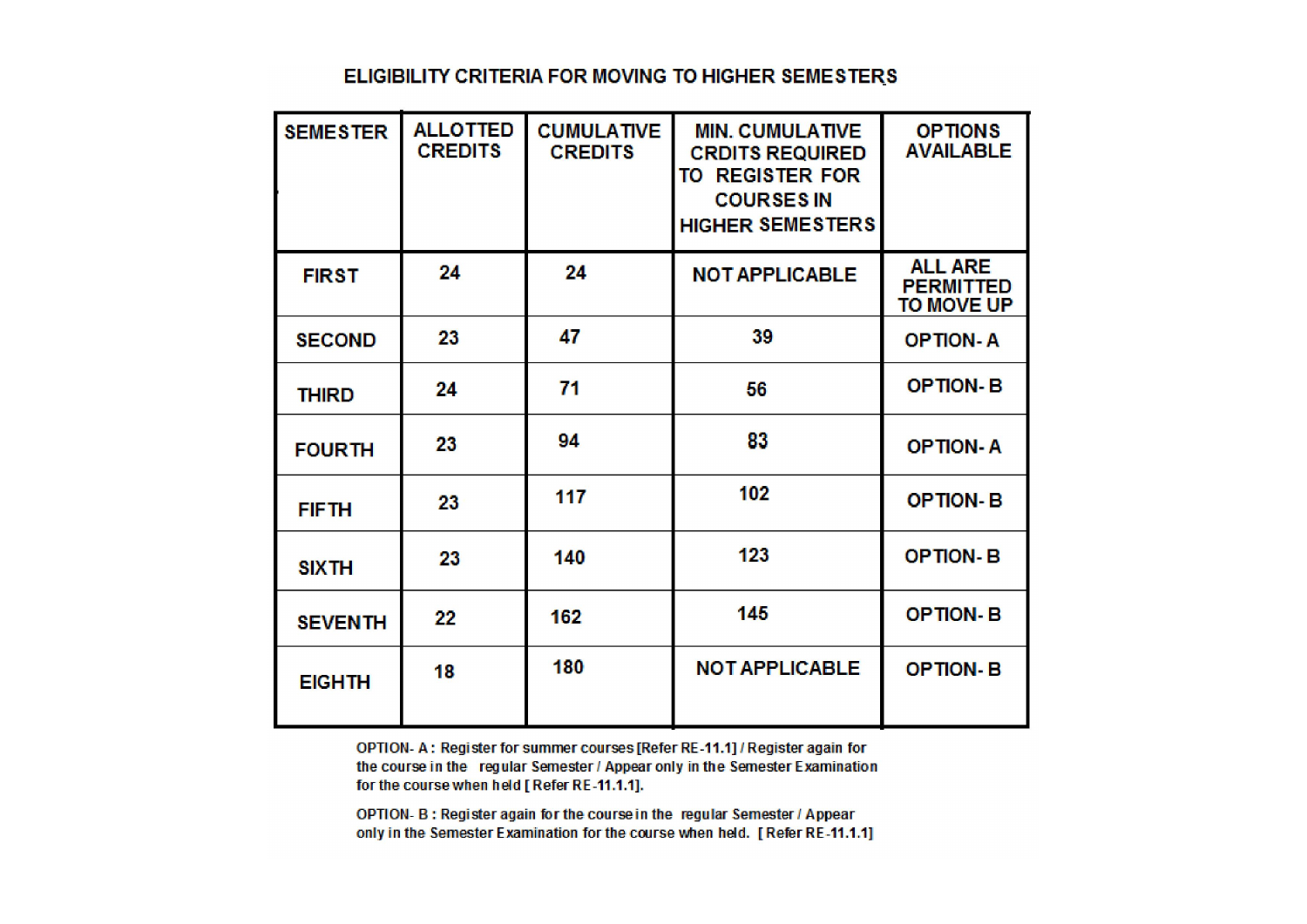## ELIGIBILITY CRITERIA FOR MOVING TO HIGHER SEMESTERS

| SEMESTER | ALLOTTED CREDITS | CUMULATIVE CREDITS | MIN. CUMULATIVE CRDITS REQUIRED TO REGISTER FOR COURSES IN HIGHER SEMESTERS | OPTIONS AVAILABLE |
|---|---|---|---|---|
| FIRST | 24 | 24 | NOT APPLICABLE | ALL ARE PERMITTED TO MOVE UP |
| SECOND | 23 | 47 | 39 | OPTION- A |
| THIRD | 24 | 71 | 56 | OPTION- B |
| FOURTH | 23 | 94 | 83 | OPTION- A |
| FIFTH | 23 | 117 | 102 | OPTION- B |
| SIXTH | 23 | 140 | 123 | OPTION- B |
| SEVENTH | 22 | 162 | 145 | OPTION- B |
| EIGHTH | 18 | 180 | NOT APPLICABLE | OPTION- B |

OPTION- A : Register for summer courses [Refer RE-11.1] / Register again for the course in the regular Semester / Appear only in the Semester Examination for the course when held [ Refer RE-11.1.1].

OPTION- B : Register again for the course in the regular Semester / Appear only in the Semester Examination for the course when held. [ Refer RE-11.1.1]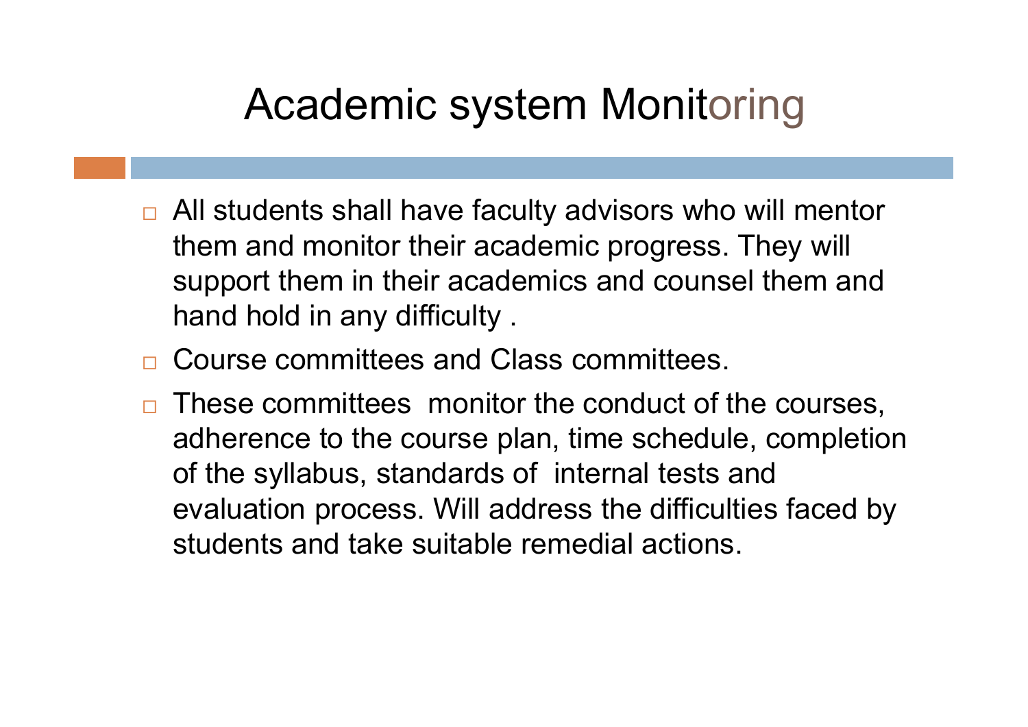# Academic system Monitoring

- All students shall have faculty advisors who will mentor them and monitor their academic progress. They will support them in their academics and counsel them and hand hold in any difficulty .
- Course committees and Class committees.
- These committees monitor the conduct of the courses, adherence to the course plan, time schedule, completion of the syllabus, standards of internal tests and evaluation process. Will address the difficulties faced by students and take suitable remedial actions.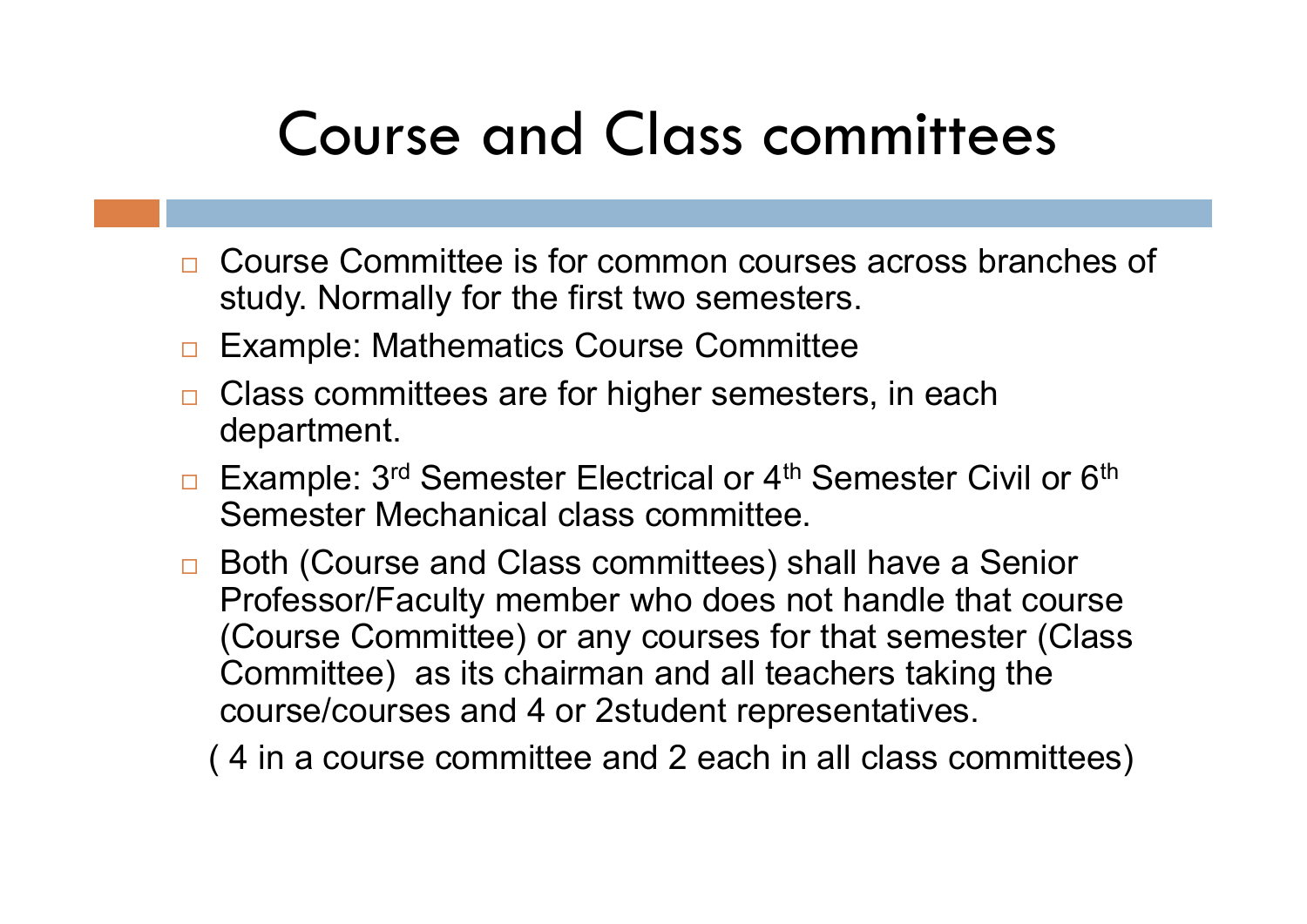# Course and Class committees

- Course Committee is for common courses across branches of study. Normally for the first two semesters.
- Example: Mathematics Course Committee
- Class committees are for higher semesters, in each department.
- Example: 3rd Semester Electrical or 4th Semester Civil or 6th Semester Mechanical class committee.
- Both (Course and Class committees) shall have a Senior Professor/Faculty member who does not handle that course (Course Committee) or any courses for that semester (Class Committee) as its chairman and all teachers taking the course/courses and 4 or 2student representatives.

( 4 in a course committee and 2 each in all class committees)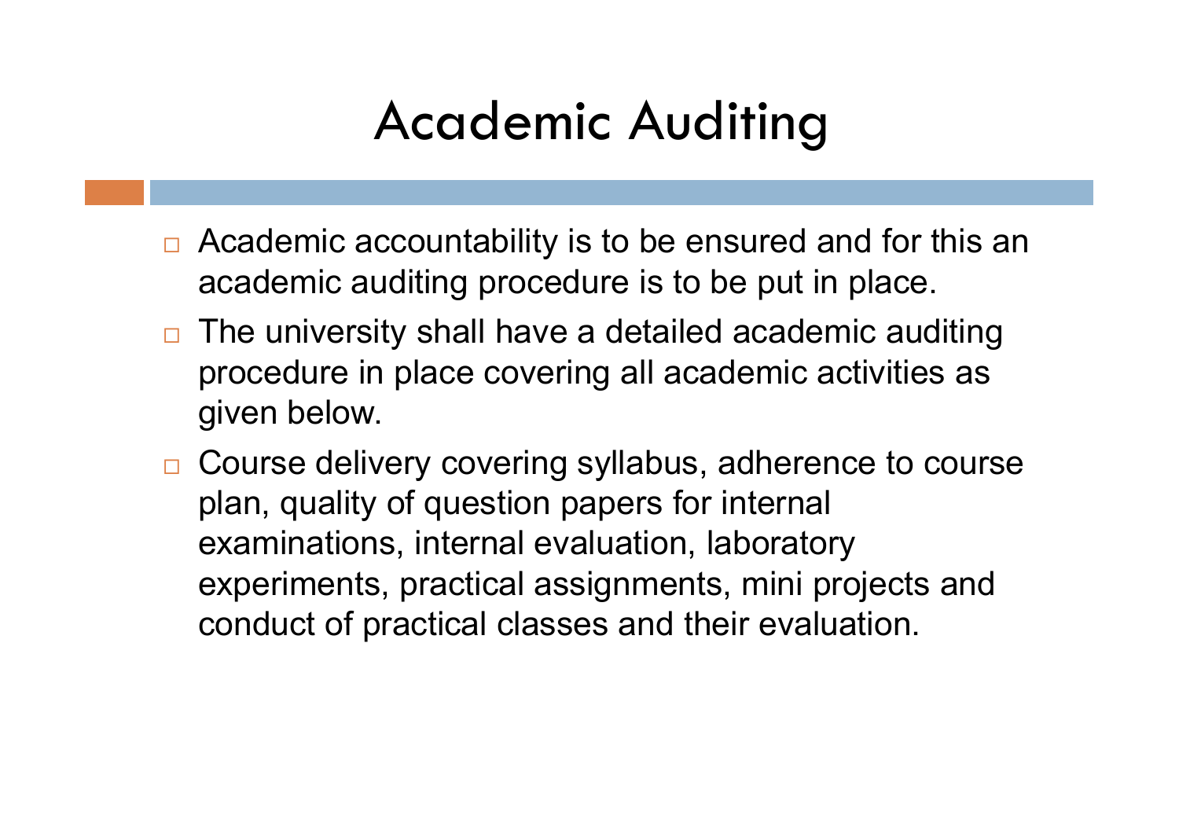# Academic Auditing

- Academic accountability is to be ensured and for this an academic auditing procedure is to be put in place.
- The university shall have a detailed academic auditing procedure in place covering all academic activities as given below.
- Course delivery covering syllabus, adherence to course plan, quality of question papers for internal examinations, internal evaluation, laboratory experiments, practical assignments, mini projects and conduct of practical classes and their evaluation.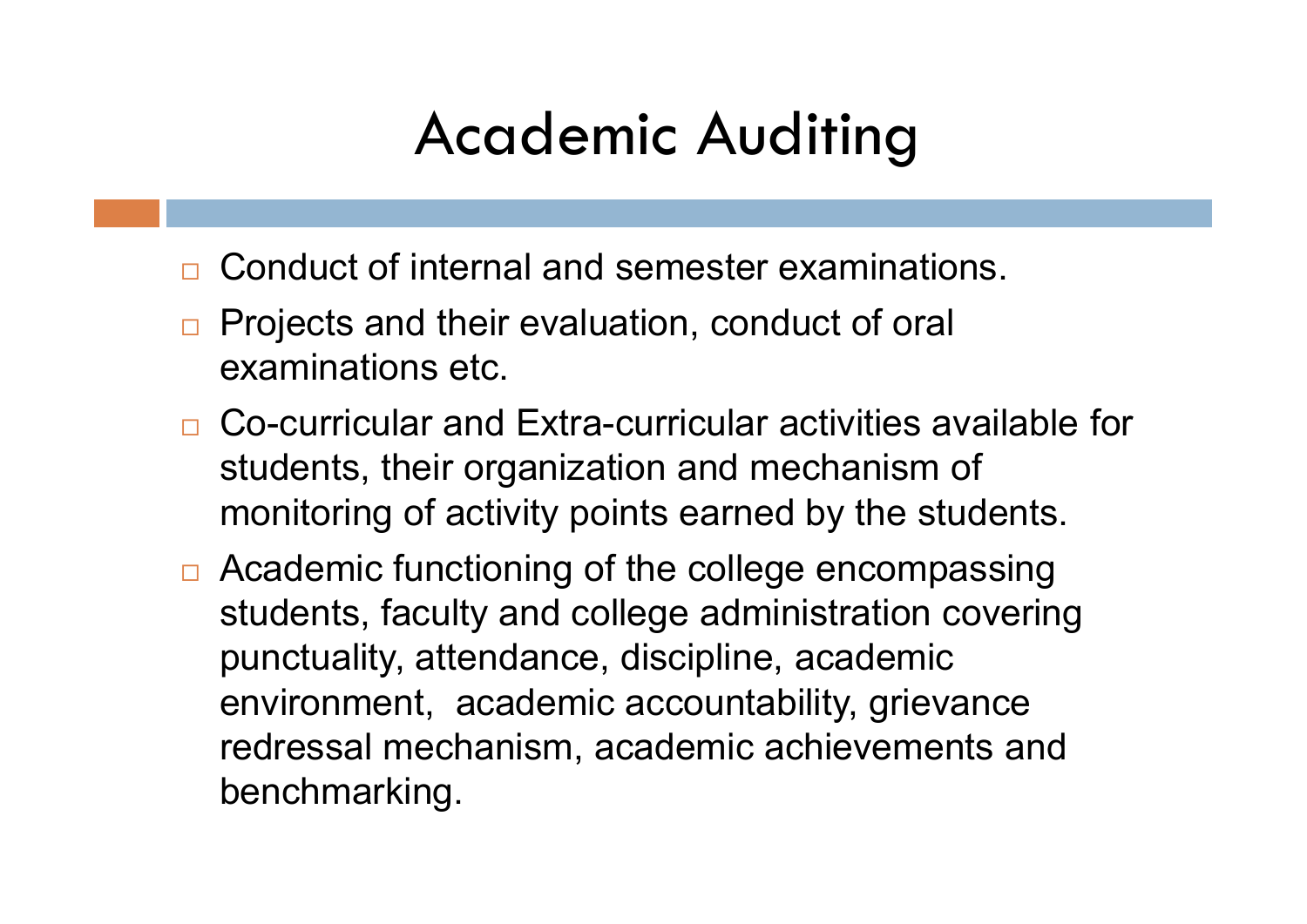# Academic Auditing

- Conduct of internal and semester examinations.
- Projects and their evaluation, conduct of oral examinations etc.
- Co-curricular and Extra-curricular activities available for students, their organization and mechanism of monitoring of activity points earned by the students.
- Academic functioning of the college encompassing students, faculty and college administration covering punctuality, attendance, discipline, academic environment, academic accountability, grievance redressal mechanism, academic achievements and benchmarking.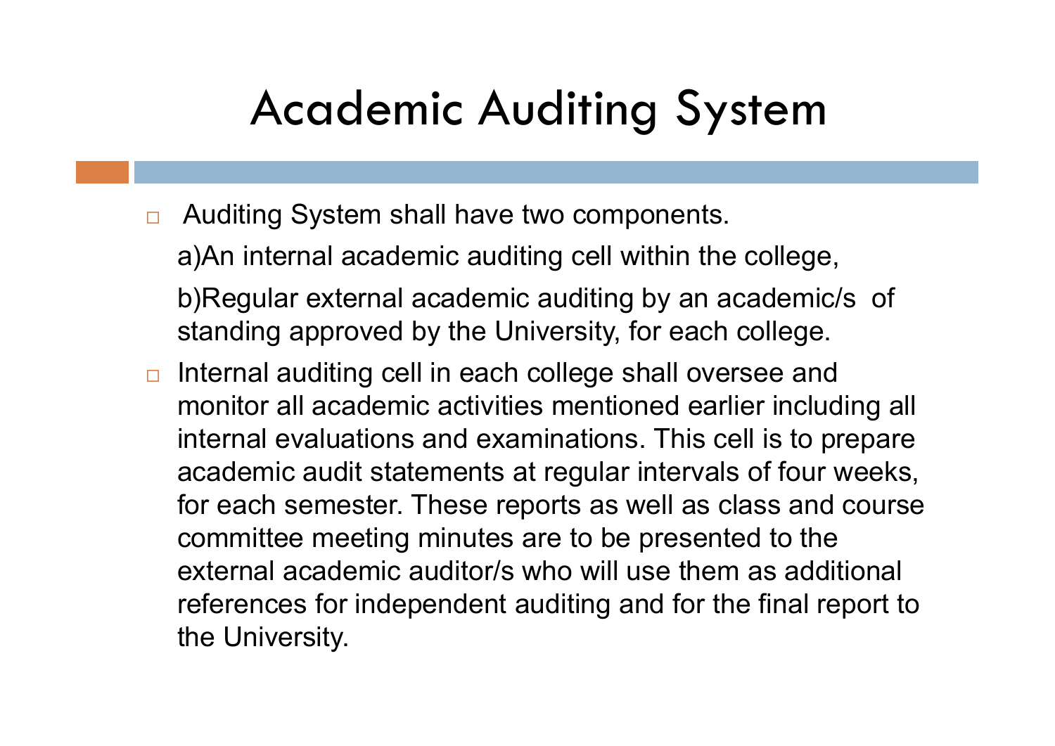# Academic Auditing System

- Auditing System shall have two components.

  a)An internal academic auditing cell within the college,

  b)Regular external academic auditing by an academic/s of standing approved by the University, for each college.

- Internal auditing cell in each college shall oversee and monitor all academic activities mentioned earlier including all internal evaluations and examinations. This cell is to prepare academic audit statements at regular intervals of four weeks, for each semester. These reports as well as class and course committee meeting minutes are to be presented to the external academic auditor/s who will use them as additional references for independent auditing and for the final report to the University.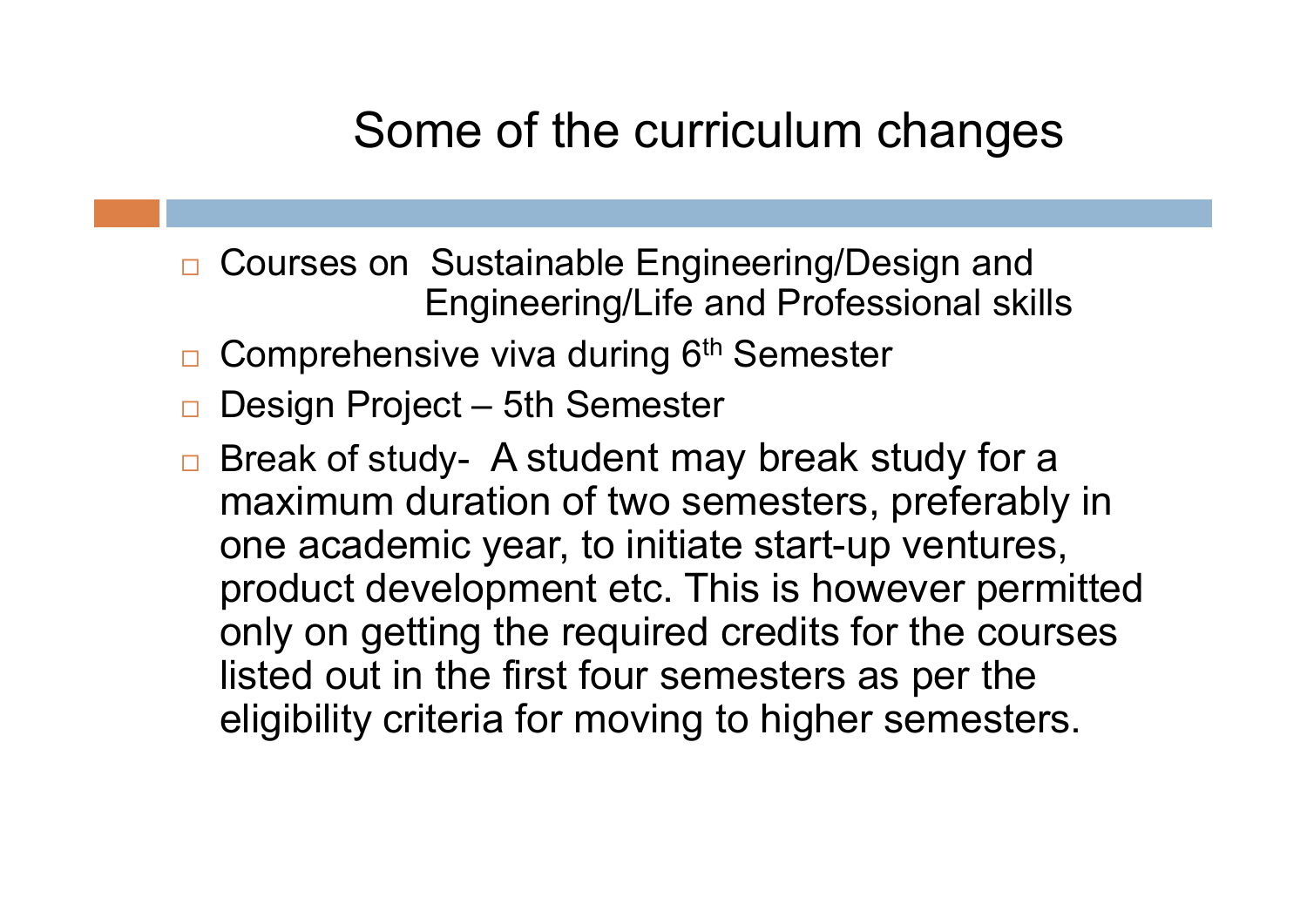# Some of the curriculum changes

- Courses on Sustainable Engineering/Design and Engineering/Life and Professional skills
- Comprehensive viva during 6th Semester
- Design Project – 5th Semester
- Break of study- A student may break study for a maximum duration of two semesters, preferably in one academic year, to initiate start-up ventures, product development etc. This is however permitted only on getting the required credits for the courses listed out in the first four semesters as per the eligibility criteria for moving to higher semesters.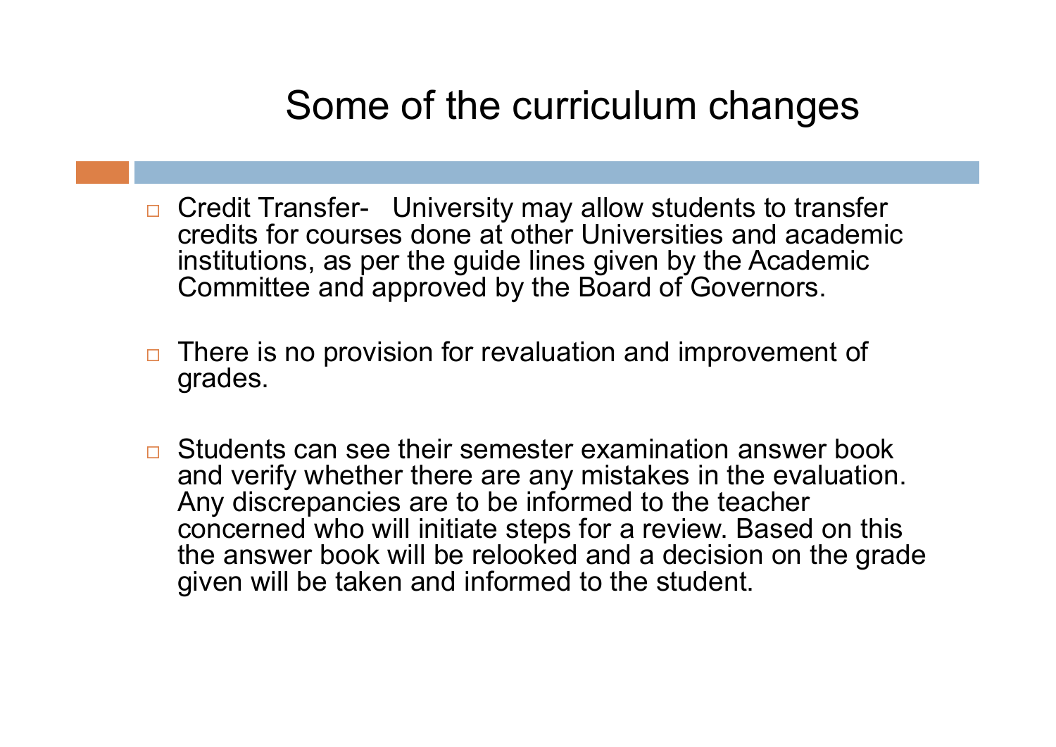# Some of the curriculum changes

- Credit Transfer- University may allow students to transfer credits for courses done at other Universities and academic institutions, as per the guide lines given by the Academic Committee and approved by the Board of Governors.

- There is no provision for revaluation and improvement of grades.

- Students can see their semester examination answer book and verify whether there are any mistakes in the evaluation. Any discrepancies are to be informed to the teacher concerned who will initiate steps for a review. Based on this the answer book will be relooked and a decision on the grade given will be taken and informed to the student.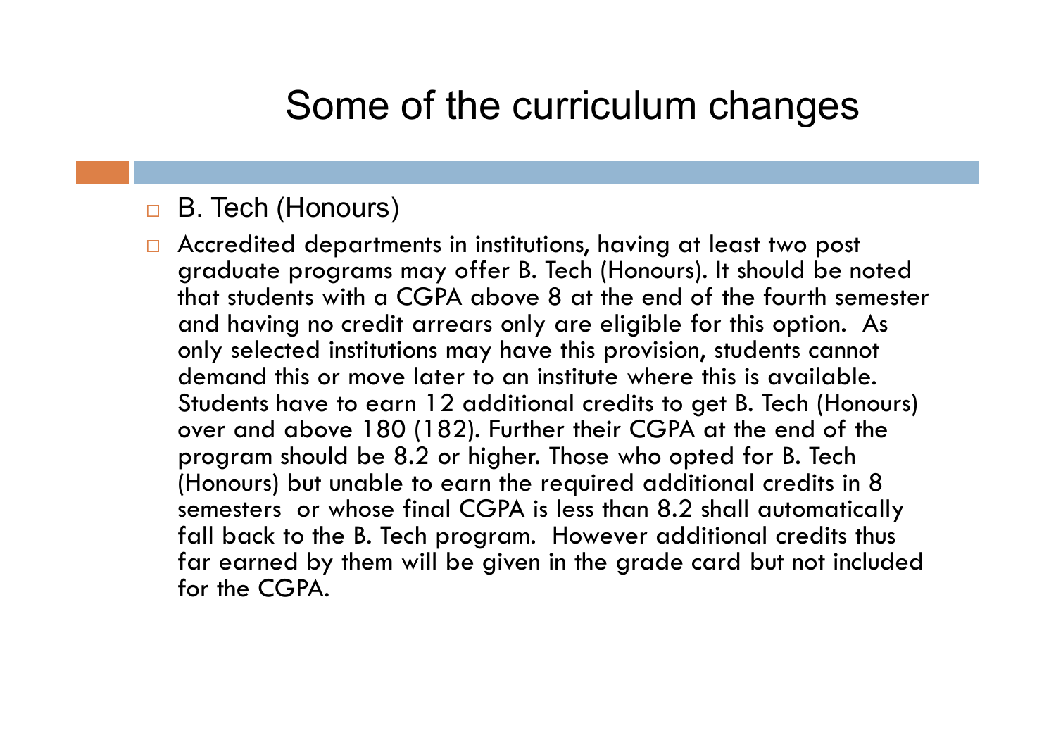# Some of the curriculum changes

- B. Tech (Honours)
- Accredited departments in institutions, having at least two post graduate programs may offer B. Tech (Honours). It should be noted that students with a CGPA above 8 at the end of the fourth semester and having no credit arrears only are eligible for this option. As only selected institutions may have this provision, students cannot demand this or move later to an institute where this is available. Students have to earn 12 additional credits to get B. Tech (Honours) over and above 180 (182). Further their CGPA at the end of the program should be 8.2 or higher. Those who opted for B. Tech (Honours) but unable to earn the required additional credits in 8 semesters or whose final CGPA is less than 8.2 shall automatically fall back to the B. Tech program. However additional credits thus far earned by them will be given in the grade card but not included for the CGPA.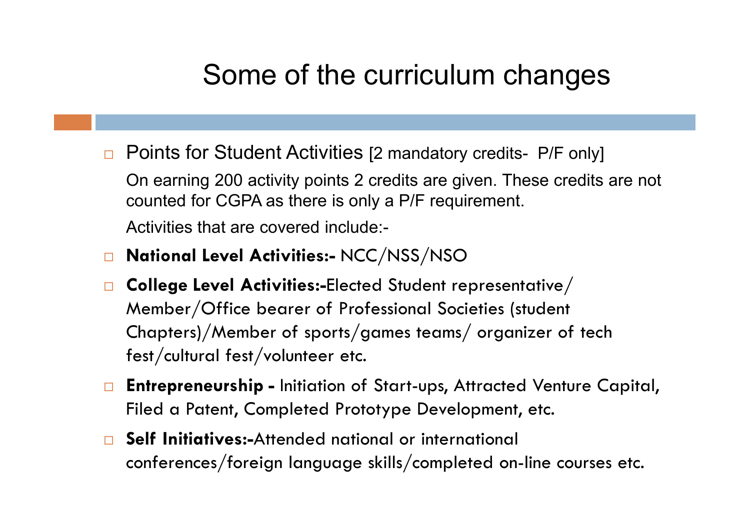# Some of the curriculum changes

- Points for Student Activities [2 mandatory credits- P/F only]

  On earning 200 activity points 2 credits are given. These credits are not counted for CGPA as there is only a P/F requirement.

  Activities that are covered include:-

- **National Level Activities:-** NCC/NSS/NSO
- **College Level Activities:-**Elected Student representative/ Member/Office bearer of Professional Societies (student Chapters)/Member of sports/games teams/ organizer of tech fest/cultural fest/volunteer etc.
- **Entrepreneurship -** Initiation of Start-ups, Attracted Venture Capital, Filed a Patent, Completed Prototype Development, etc.
- **Self Initiatives:-**Attended national or international conferences/foreign language skills/completed on-line courses etc.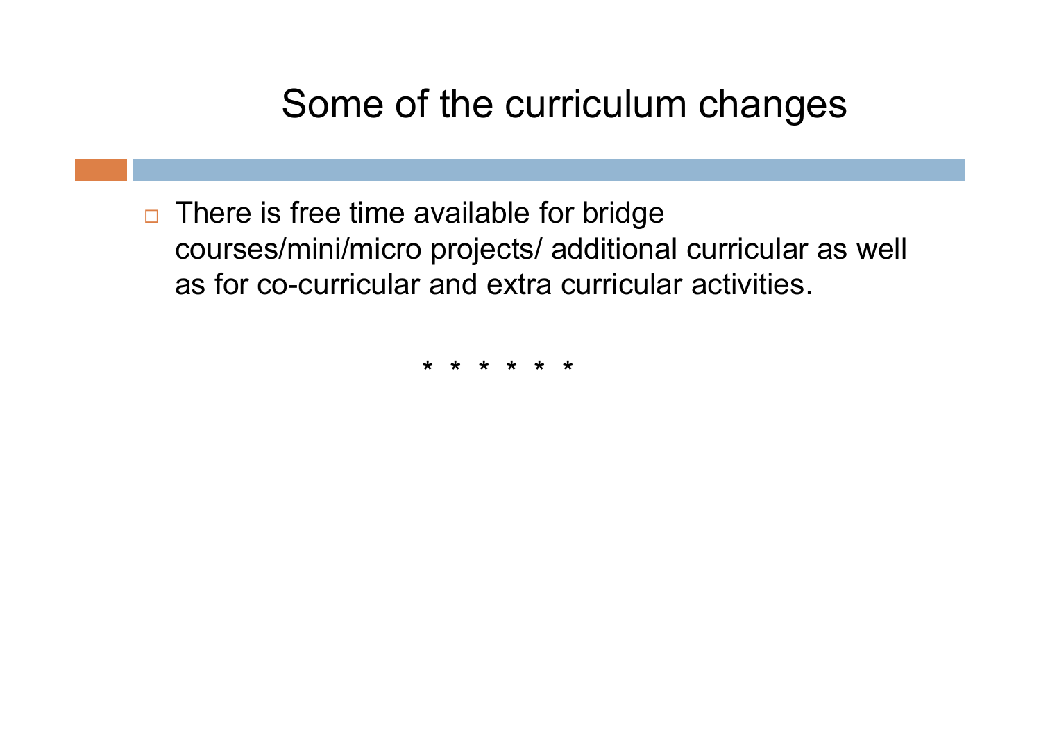# Some of the curriculum changes

- There is free time available for bridge courses/mini/micro projects/ additional curricular as well as for co-curricular and extra curricular activities.

* * * * * *